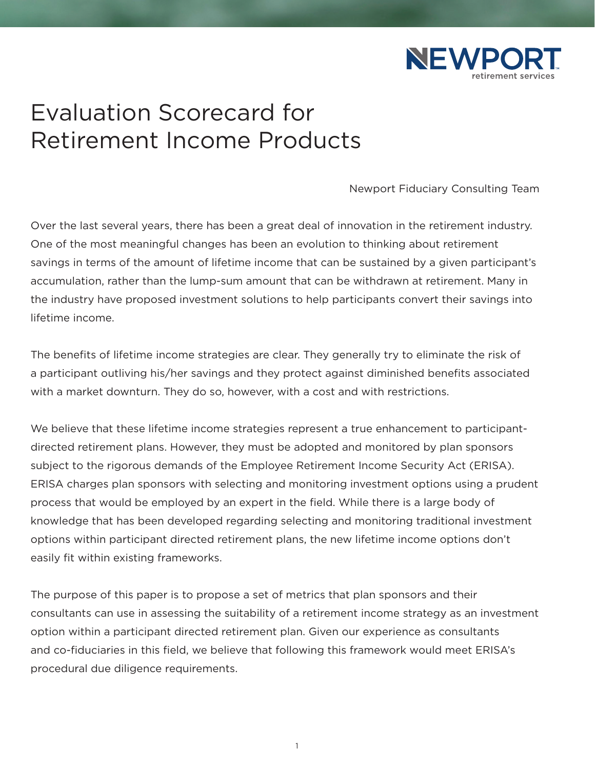# Evaluation Scorecard for Retirement Income Products

Newport Fiduciary Consulting Team

Over the last several years, there has been a great deal of innovation in the retirement industry. One of the most meaningful changes has been an evolution to thinking about retirement savings in terms of the amount of lifetime income that can be sustained by a given participant's accumulation, rather than the lump-sum amount that can be withdrawn at retirement. Many in the industry have proposed investment solutions to help participants convert their savings into lifetime income.

The benefits of lifetime income strategies are clear. They generally try to eliminate the risk of a participant outliving his/her savings and they protect against diminished benefits associated with a market downturn. They do so, however, with a cost and with restrictions.

We believe that these lifetime income strategies represent a true enhancement to participant-directed retirement plans. However, they must be adopted and monitored by plan sponsors subject to the rigorous demands of the Employee Retirement Income Security Act (ERISA). ERISA charges plan sponsors with selecting and monitoring investment options using a prudent process that would be employed by an expert in the field. While there is a large body of knowledge that has been developed regarding selecting and monitoring traditional investment options within participant directed retirement plans, the new lifetime income options don't easily fit within existing frameworks.

The purpose of this paper is to propose a set of metrics that plan sponsors and their consultants can use in assessing the suitability of a retirement income strategy as an investment option within a participant directed retirement plan. Given our experience as consultants and co-fiduciaries in this field, we believe that following this framework would meet ERISA's procedural due diligence requirements.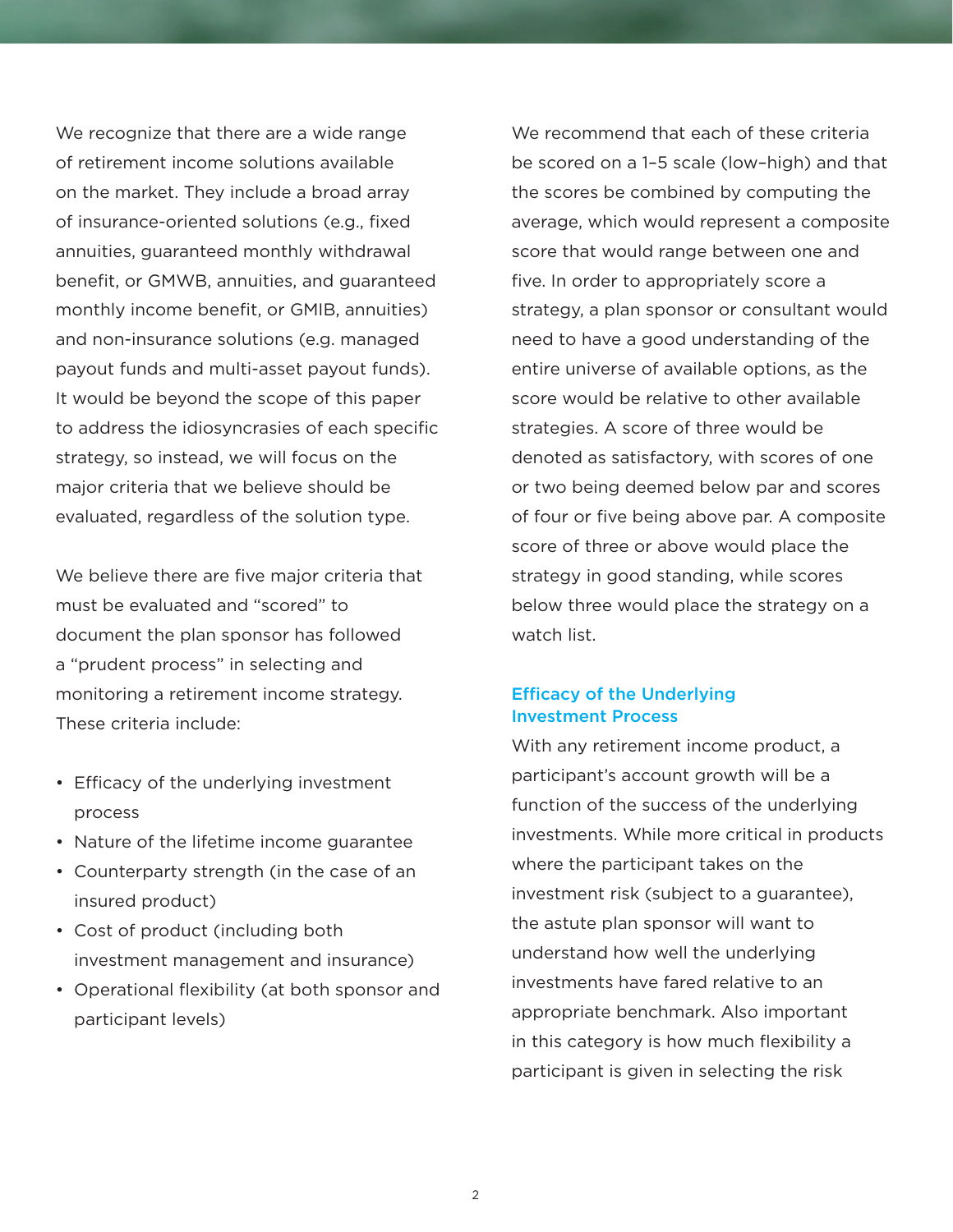We recognize that there are a wide range of retirement income solutions available on the market. They include a broad array of insurance-oriented solutions (e.g., fixed annuities, guaranteed monthly withdrawal benefit, or GMWB, annuities, and guaranteed monthly income benefit, or GMIB, annuities) and non-insurance solutions (e.g. managed payout funds and multi-asset payout funds). It would be beyond the scope of this paper to address the idiosyncrasies of each specific strategy, so instead, we will focus on the major criteria that we believe should be evaluated, regardless of the solution type.

We believe there are five major criteria that must be evaluated and "scored" to document the plan sponsor has followed a "prudent process" in selecting and monitoring a retirement income strategy. These criteria include:

- Efficacy of the underlying investment process
- Nature of the lifetime income guarantee
- Counterparty strength (in the case of an insured product)
- Cost of product (including both investment management and insurance)
- Operational flexibility (at both sponsor and participant levels)

We recommend that each of these criteria be scored on a 1–5 scale (low–high) and that the scores be combined by computing the average, which would represent a composite score that would range between one and five. In order to appropriately score a strategy, a plan sponsor or consultant would need to have a good understanding of the entire universe of available options, as the score would be relative to other available strategies. A score of three would be denoted as satisfactory, with scores of one or two being deemed below par and scores of four or five being above par. A composite score of three or above would place the strategy in good standing, while scores below three would place the strategy on a watch list.

## Efficacy of the Underlying Investment Process

With any retirement income product, a participant's account growth will be a function of the success of the underlying investments. While more critical in products where the participant takes on the investment risk (subject to a guarantee), the astute plan sponsor will want to understand how well the underlying investments have fared relative to an appropriate benchmark. Also important in this category is how much flexibility a participant is given in selecting the risk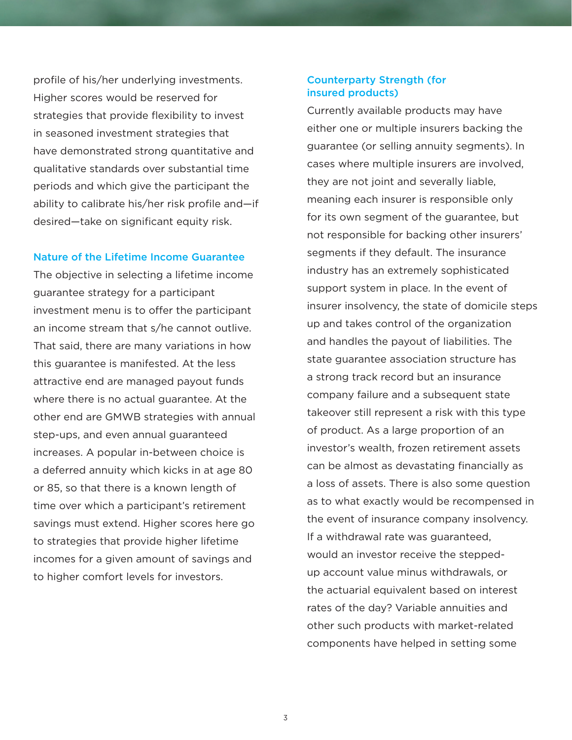profile of his/her underlying investments. Higher scores would be reserved for strategies that provide flexibility to invest in seasoned investment strategies that have demonstrated strong quantitative and qualitative standards over substantial time periods and which give the participant the ability to calibrate his/her risk profile and—if desired—take on significant equity risk.

### Nature of the Lifetime Income Guarantee

The objective in selecting a lifetime income guarantee strategy for a participant investment menu is to offer the participant an income stream that s/he cannot outlive. That said, there are many variations in how this guarantee is manifested. At the less attractive end are managed payout funds where there is no actual guarantee. At the other end are GMWB strategies with annual step-ups, and even annual guaranteed increases. A popular in-between choice is a deferred annuity which kicks in at age 80 or 85, so that there is a known length of time over which a participant's retirement savings must extend. Higher scores here go to strategies that provide higher lifetime incomes for a given amount of savings and to higher comfort levels for investors.

### Counterparty Strength (for insured products)

Currently available products may have either one or multiple insurers backing the guarantee (or selling annuity segments). In cases where multiple insurers are involved, they are not joint and severally liable, meaning each insurer is responsible only for its own segment of the guarantee, but not responsible for backing other insurers' segments if they default. The insurance industry has an extremely sophisticated support system in place. In the event of insurer insolvency, the state of domicile steps up and takes control of the organization and handles the payout of liabilities. The state guarantee association structure has a strong track record but an insurance company failure and a subsequent state takeover still represent a risk with this type of product. As a large proportion of an investor's wealth, frozen retirement assets can be almost as devastating financially as a loss of assets. There is also some question as to what exactly would be recompensed in the event of insurance company insolvency. If a withdrawal rate was guaranteed, would an investor receive the stepped-up account value minus withdrawals, or the actuarial equivalent based on interest rates of the day? Variable annuities and other such products with market-related components have helped in setting some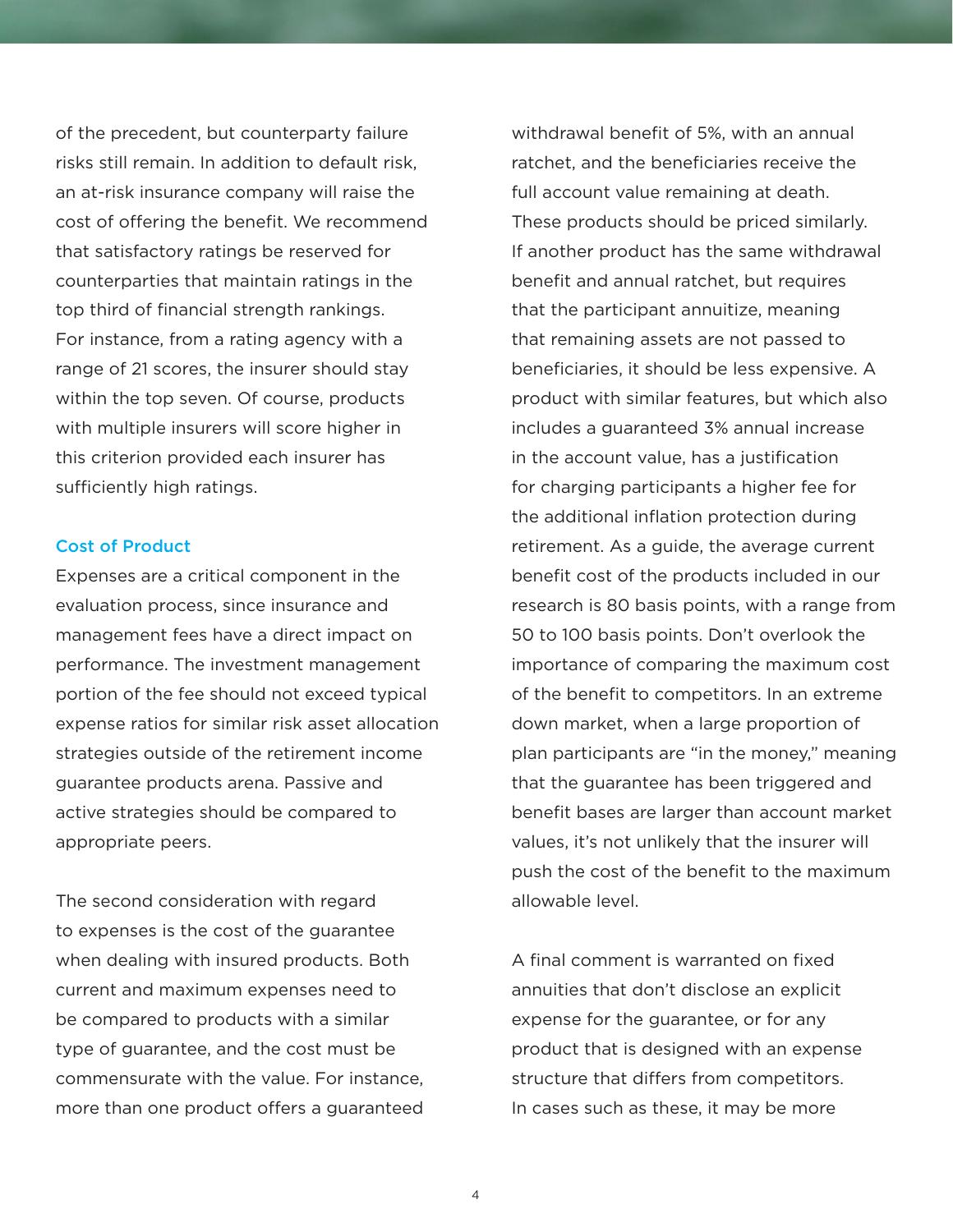of the precedent, but counterparty failure risks still remain. In addition to default risk, an at-risk insurance company will raise the cost of offering the benefit. We recommend that satisfactory ratings be reserved for counterparties that maintain ratings in the top third of financial strength rankings. For instance, from a rating agency with a range of 21 scores, the insurer should stay within the top seven. Of course, products with multiple insurers will score higher in this criterion provided each insurer has sufficiently high ratings.

### Cost of Product

Expenses are a critical component in the evaluation process, since insurance and management fees have a direct impact on performance. The investment management portion of the fee should not exceed typical expense ratios for similar risk asset allocation strategies outside of the retirement income guarantee products arena. Passive and active strategies should be compared to appropriate peers.

The second consideration with regard to expenses is the cost of the guarantee when dealing with insured products. Both current and maximum expenses need to be compared to products with a similar type of guarantee, and the cost must be commensurate with the value. For instance, more than one product offers a guaranteed withdrawal benefit of 5%, with an annual ratchet, and the beneficiaries receive the full account value remaining at death. These products should be priced similarly. If another product has the same withdrawal benefit and annual ratchet, but requires that the participant annuitize, meaning that remaining assets are not passed to beneficiaries, it should be less expensive. A product with similar features, but which also includes a guaranteed 3% annual increase in the account value, has a justification for charging participants a higher fee for the additional inflation protection during retirement. As a guide, the average current benefit cost of the products included in our research is 80 basis points, with a range from 50 to 100 basis points. Don't overlook the importance of comparing the maximum cost of the benefit to competitors. In an extreme down market, when a large proportion of plan participants are "in the money," meaning that the guarantee has been triggered and benefit bases are larger than account market values, it's not unlikely that the insurer will push the cost of the benefit to the maximum allowable level.

A final comment is warranted on fixed annuities that don't disclose an explicit expense for the guarantee, or for any product that is designed with an expense structure that differs from competitors. In cases such as these, it may be more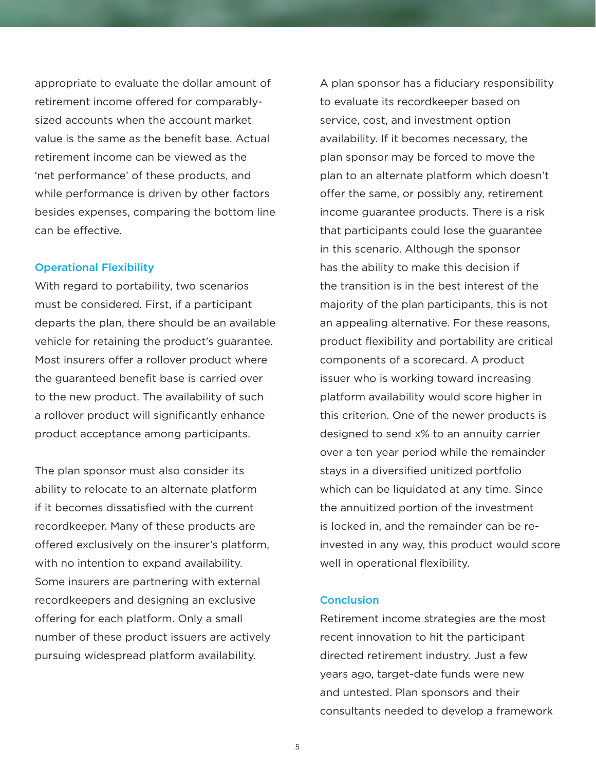appropriate to evaluate the dollar amount of retirement income offered for comparably-sized accounts when the account market value is the same as the benefit base. Actual retirement income can be viewed as the 'net performance' of these products, and while performance is driven by other factors besides expenses, comparing the bottom line can be effective.

## Operational Flexibility

With regard to portability, two scenarios must be considered. First, if a participant departs the plan, there should be an available vehicle for retaining the product's guarantee. Most insurers offer a rollover product where the guaranteed benefit base is carried over to the new product. The availability of such a rollover product will significantly enhance product acceptance among participants.

The plan sponsor must also consider its ability to relocate to an alternate platform if it becomes dissatisfied with the current recordkeeper. Many of these products are offered exclusively on the insurer's platform, with no intention to expand availability. Some insurers are partnering with external recordkeepers and designing an exclusive offering for each platform. Only a small number of these product issuers are actively pursuing widespread platform availability.

A plan sponsor has a fiduciary responsibility to evaluate its recordkeeper based on service, cost, and investment option availability. If it becomes necessary, the plan sponsor may be forced to move the plan to an alternate platform which doesn't offer the same, or possibly any, retirement income guarantee products. There is a risk that participants could lose the guarantee in this scenario. Although the sponsor has the ability to make this decision if the transition is in the best interest of the majority of the plan participants, this is not an appealing alternative. For these reasons, product flexibility and portability are critical components of a scorecard. A product issuer who is working toward increasing platform availability would score higher in this criterion. One of the newer products is designed to send x% to an annuity carrier over a ten year period while the remainder stays in a diversified unitized portfolio which can be liquidated at any time. Since the annuitized portion of the investment is locked in, and the remainder can be re-invested in any way, this product would score well in operational flexibility.

## Conclusion

Retirement income strategies are the most recent innovation to hit the participant directed retirement industry. Just a few years ago, target-date funds were new and untested. Plan sponsors and their consultants needed to develop a framework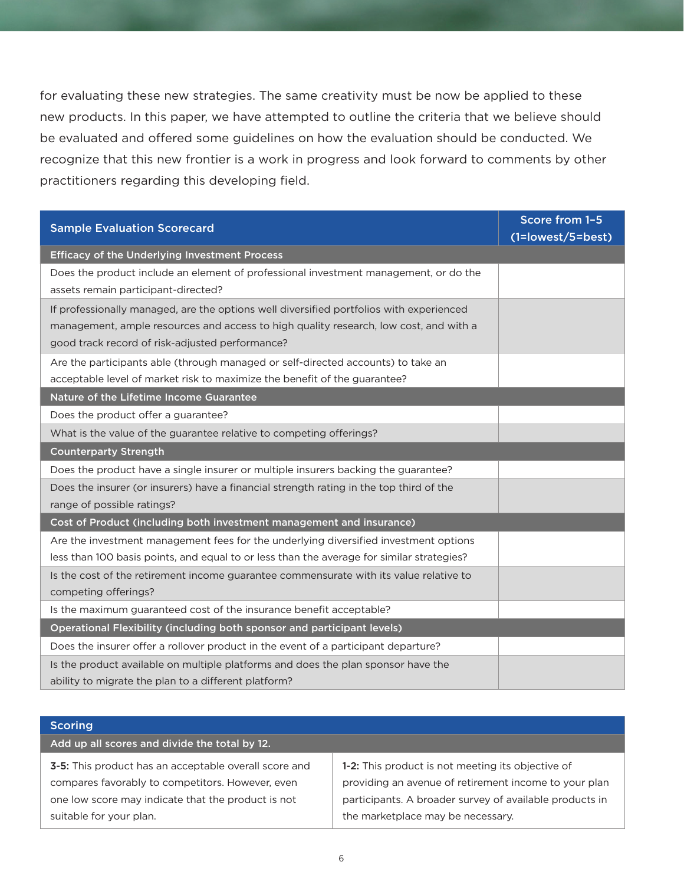for evaluating these new strategies. The same creativity must be now be applied to these new products. In this paper, we have attempted to outline the criteria that we believe should be evaluated and offered some guidelines on how the evaluation should be conducted. We recognize that this new frontier is a work in progress and look forward to comments by other practitioners regarding this developing field.

| Sample Evaluation Scorecard | Score from 1–5 (1=lowest/5=best) |
|---|---|
| **Efficacy of the Underlying Investment Process** | |
| Does the product include an element of professional investment management, or do the assets remain participant-directed? | |
| If professionally managed, are the options well diversified portfolios with experienced management, ample resources and access to high quality research, low cost, and with a good track record of risk-adjusted performance? | |
| Are the participants able (through managed or self-directed accounts) to take an acceptable level of market risk to maximize the benefit of the guarantee? | |
| **Nature of the Lifetime Income Guarantee** | |
| Does the product offer a guarantee? | |
| What is the value of the guarantee relative to competing offerings? | |
| **Counterparty Strength** | |
| Does the product have a single insurer or multiple insurers backing the guarantee? | |
| Does the insurer (or insurers) have a financial strength rating in the top third of the range of possible ratings? | |
| **Cost of Product (including both investment management and insurance)** | |
| Are the investment management fees for the underlying diversified investment options less than 100 basis points, and equal to or less than the average for similar strategies? | |
| Is the cost of the retirement income guarantee commensurate with its value relative to competing offerings? | |
| Is the maximum guaranteed cost of the insurance benefit acceptable? | |
| **Operational Flexibility (including both sponsor and participant levels)** | |
| Does the insurer offer a rollover product in the event of a participant departure? | |
| Is the product available on multiple platforms and does the plan sponsor have the ability to migrate the plan to a different platform? | |

| Scoring | |
|---|---|
| **Add up all scores and divide the total by 12.** | |
| **3-5:** This product has an acceptable overall score and compares favorably to competitors. However, even one low score may indicate that the product is not suitable for your plan. | **1-2:** This product is not meeting its objective of providing an avenue of retirement income to your plan participants. A broader survey of available products in the marketplace may be necessary. |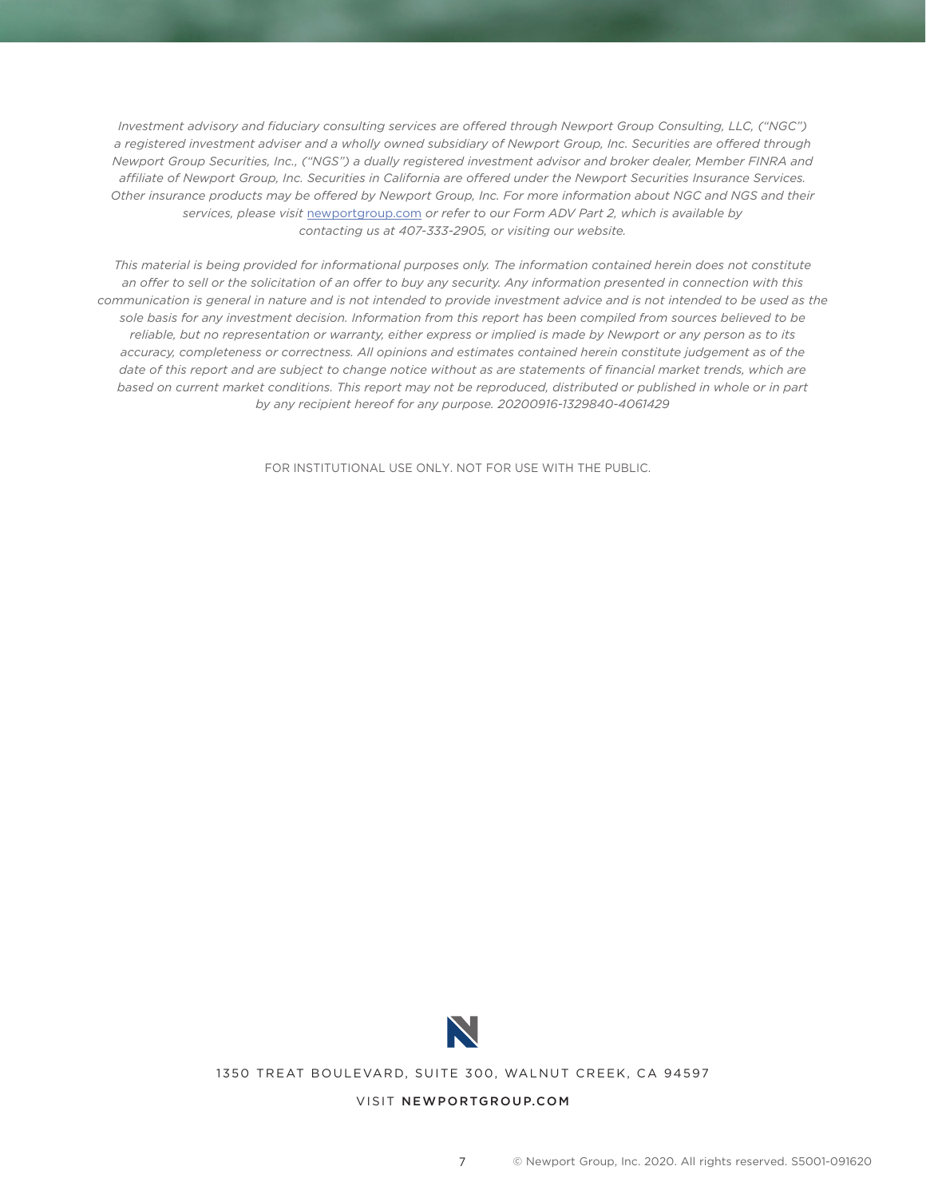*Investment advisory and fiduciary consulting services are offered through Newport Group Consulting, LLC, ("NGC") a registered investment adviser and a wholly owned subsidiary of Newport Group, Inc. Securities are offered through Newport Group Securities, Inc., ("NGS") a dually registered investment advisor and broker dealer, Member FINRA and affiliate of Newport Group, Inc. Securities in California are offered under the Newport Securities Insurance Services. Other insurance products may be offered by Newport Group, Inc. For more information about NGC and NGS and their services, please visit [newportgroup.com](newportgroup.com) or refer to our Form ADV Part 2, which is available by contacting us at 407-333-2905, or visiting our website.*

*This material is being provided for informational purposes only. The information contained herein does not constitute an offer to sell or the solicitation of an offer to buy any security. Any information presented in connection with this communication is general in nature and is not intended to provide investment advice and is not intended to be used as the sole basis for any investment decision. Information from this report has been compiled from sources believed to be reliable, but no representation or warranty, either express or implied is made by Newport or any person as to its accuracy, completeness or correctness. All opinions and estimates contained herein constitute judgement as of the date of this report and are subject to change notice without as are statements of financial market trends, which are based on current market conditions. This report may not be reproduced, distributed or published in whole or in part by any recipient hereof for any purpose. 20200916-1329840-4061429*

FOR INSTITUTIONAL USE ONLY. NOT FOR USE WITH THE PUBLIC.

1350 TREAT BOULEVARD, SUITE 300, WALNUT CREEK, CA 94597

VISIT **NEWPORTGROUP.COM**

© Newport Group, Inc. 2020. All rights reserved. S5001-091620